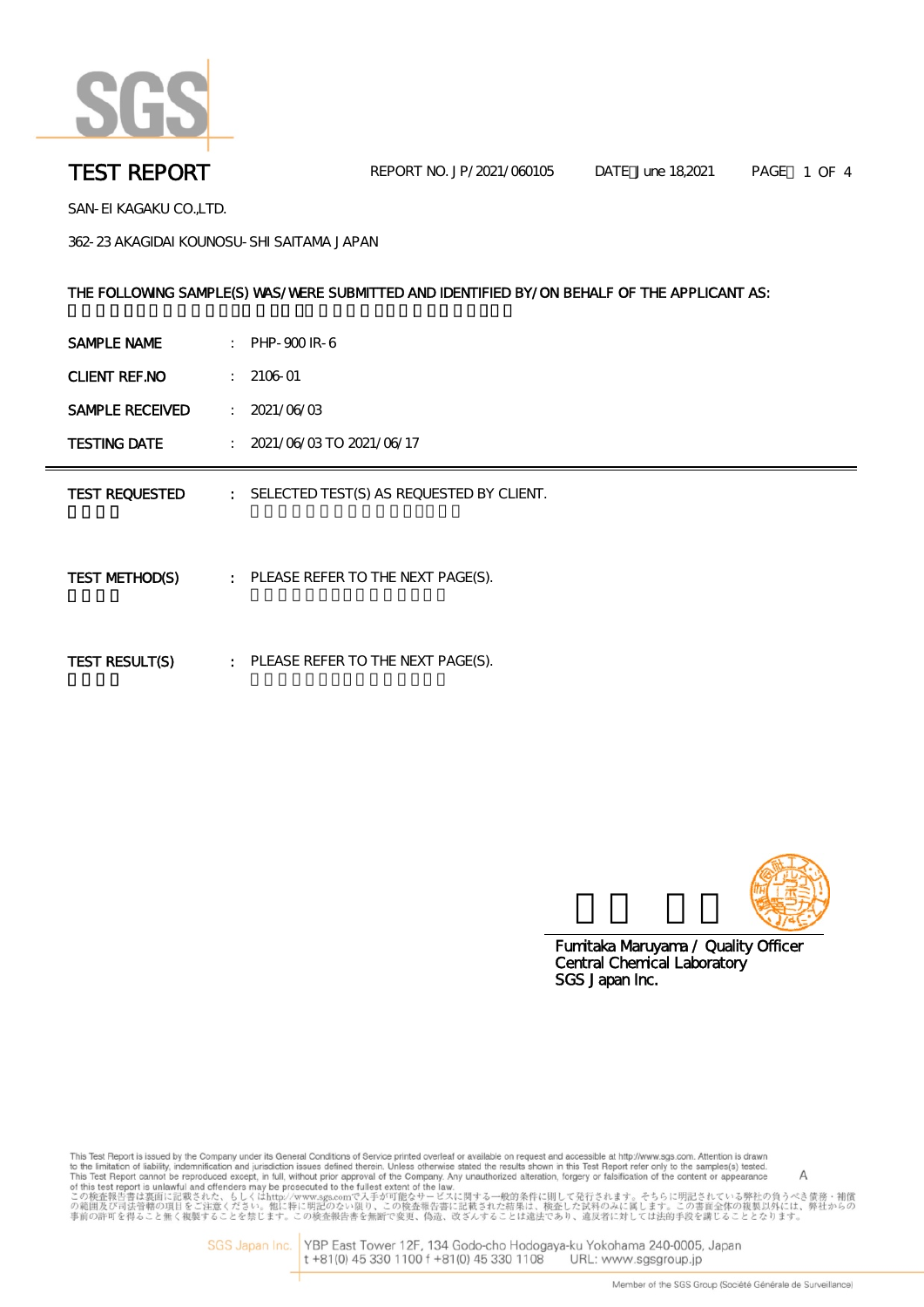# TEST REPORT

REPORT NO. JP/2021/060105 DATE：June 18,2021

SAN-EI KAGAKU CO.,LTD.

362-23 AKAGIDAI KOUNOSU-SHI SAITAMA JAPAN

THE FOLLOWING SAMPLE(S) WAS/WERE SUBMITTED AND IDENTIFIED BY/ON BEHALF OF THE APPLICANT AS:

| | | |
|---|---|---|
| SAMPLE NAME | : | PHP-900 IR-6 |
| CLIENT REF.NO | : | 2106-01 |
| SAMPLE RECEIVED | : | 2021/06/03 |
| TESTING DATE | : | 2021/06/03 TO 2021/06/17 |

---

| | | |
|---|---|---|
| TEST REQUESTED | : | SELECTED TEST(S) AS REQUESTED BY CLIENT. |
| TEST METHOD(S) | : | PLEASE REFER TO THE NEXT PAGE(S). |
| TEST RESULT(S) | : | PLEASE REFER TO THE NEXT PAGE(S). |

Fumitaka Maruyama / Quality Officer
Central Chemical Laboratory
SGS Japan Inc.

This Test Report is issued by the Company under its General Conditions of Service printed overleaf or available on request and accessible at http://www.sgs.com. Attention is drawn to the limitation of liability, indemnification and jurisdiction issues defined therein. Unless otherwise stated the results shown in this Test Report refer only to the samples(s) tested. This Test Report cannot be reproduced except, in full, without prior approval of the Company. Any unauthorized alteration, forgery or falsification of the content or appearance of this test report is unlawful and offenders may be prosecuted to the fullest extent of the law.
この検査報告書は裏面に記載された、もしくはhttp://www.sgs.comで入手が可能なサービスに関する一般的条件に則して発行されます。そちらに明記されている弊社の負うべき責務・補償の範囲及び司法管轄の項目をご注意ください。他に特に明記のない限り、この検査報告書に記載された結果は、検査した試料のみに属します。この書面全体の複製以外には、弊社からの事前の許可を得ること無く複製することを禁じます。この検査報告書を無断で変更、偽造、改ざんすることは違法であり、違反者に対しては法的手段を講じることとなります。

A

SGS Japan Inc. YBP East Tower 12F, 134 Godo-cho Hodogaya-ku Yokohama 240-0005, Japan
t +81(0) 45 330 1100 f +81(0) 45 330 1108 URL: www.sgsgroup.jp

Member of the SGS Group (Société Générale de Surveillance)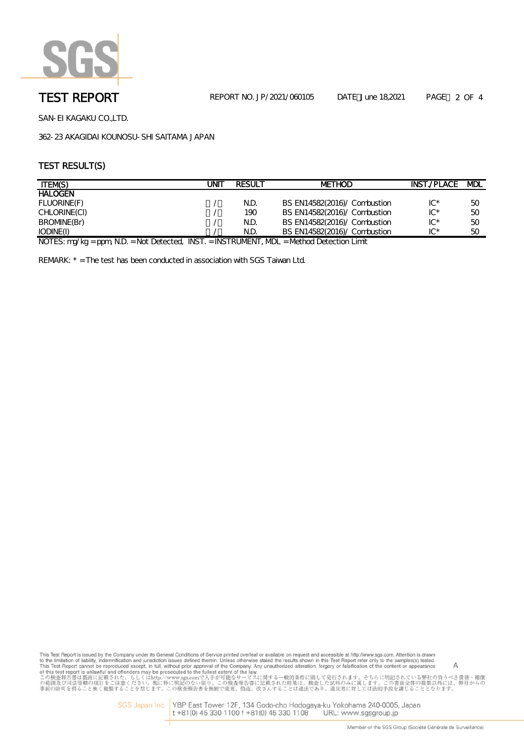# TEST REPORT

REPORT NO. JP/2021/060105 DATE：June 18,2021

SAN-EI KAGAKU CO.,LTD.

362-23 AKAGIDAI KOUNOSU-SHI SAITAMA JAPAN

## TEST RESULT(S)

| ITEM(S) | UNIT | RESULT | METHOD | INST./PLACE | MDL |
|---|---|---|---|---|---|
| HALOGEN | | | | | |
| FLUORINE(F) | ｍ/ｋ | N.D. | BS EN14582(2016)/ Combustion | IC* | 50 |
| CHLORINE(Cl) | ｍ/ｋ | 190 | BS EN14582(2016)/ Combustion | IC* | 50 |
| BROMINE(Br) | ｍ/ｋ | N.D. | BS EN14582(2016)/ Combustion | IC* | 50 |
| IODINE(I) | ｍ/ｋ | N.D. | BS EN14582(2016)/ Combustion | IC* | 50 |

NOTES: mg/kg = ppm, N.D. = Not Detected, INST. = INSTRUMENT, MDL = Method Detection Limit

REMARK: * = The test has been conducted in association with SGS Taiwan Ltd.

This Test Report is issued by the Company under its General Conditions of Service printed overleaf or available on request and accessible at http://www.sgs.com. Attention is drawn to the limitation of liability, indemnification and jurisdiction issues defined therein. Unless otherwise stated the results shown in this Test Report refer only to the samples(s) tested. This Test Report cannot be reproduced except, in full, without prior approval of the Company. Any unauthorized alteration, forgery or falsification of the content or appearance of this test report is unlawful and offenders may be prosecuted to the fullest extent of the law.

この検査報告書は裏面に記載された、もしくはhttp://www.sgs.comで入手が可能なサービスに関する一般的条件に則して発行されます。そちらに明記されている弊社の負うべき債務・補償の範囲及び司法管轄の項目をご注意ください。他に特に明記のない限り、この検査報告書に記載された結果は、検査した試料のみに属します。この書面全体の複製以外には、弊社からの事前の許可を得ること無く複製することを禁じます。この検査報告書を無断で変更、偽造、改ざんすることは違法であり、違反者に対しては法的手段を講じることとなります。

A

SGS Japan Inc. YBP East Tower 12F, 134 Godo-cho Hodogaya-ku Yokohama 240-0005, Japan
t +81(0) 45 330 1100 f +81(0) 45 330 1108 URL: www.sgsgroup.jp

Member of the SGS Group (Société Générale de Surveillance)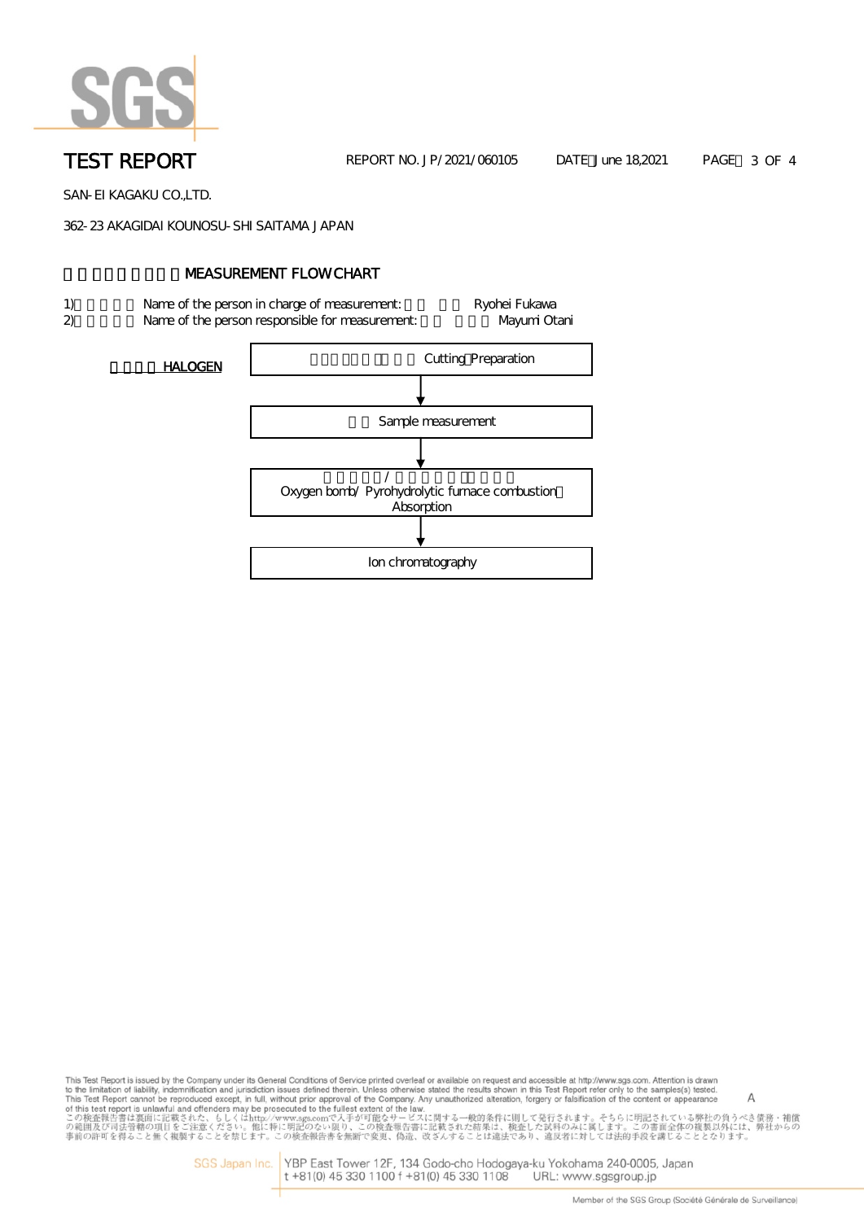# TEST REPORT

REPORT NO. JP/2021/060105　　DATE June 18,2021

SAN-EI KAGAKU CO.,LTD.

362-23 AKAGIDAI KOUNOSU-SHI SAITAMA JAPAN

## MEASUREMENT FLOW CHART

1) Name of the person in charge of measurement: Ryohei Fukawa
2) Name of the person responsible for measurement: Mayumi Otani

**HALOGEN**

Cutting Preparation

↓

Sample measurement

↓

/

Oxygen bomb/ Pyrohydrolytic furnace combustion Absorption

↓

Ion chromatography

This Test Report is issued by the Company under its General Conditions of Service printed overleaf or available on request and accessible at http://www.sgs.com. Attention is drawn to the limitation of liability, indemnification and jurisdiction issues defined therein. Unless otherwise stated the results shown in this Test Report refer only to the samples(s) tested. This Test Report cannot be reproduced except, in full, without prior approval of the Company. Any unauthorized alteration, forgery or falsification of the content or appearance of this test report is unlawful and offenders may be prosecuted to the fullest extent of the law.

この検査報告書は裏面に記載された、もしくはhttp://www.sgs.comで入手が可能なサービスに関する一般的条件に則して発行されます。そちらに明記されている弊社の負うべき責務・補償の範囲及び司法管轄の項目をご注意ください。他に特に明記のない限り、この検査報告書に記載された結果は、検査した試料のみに属します。この書面全体の複製以外には、弊社からの事前の許可を得ること無く複製することを禁じます。この検査報告書を無断で変更、偽造、改ざんすることは違法であり、違反者に対しては法的手段を講じることとなります。

A

SGS Japan Inc. YBP East Tower 12F, 134 Godo-cho Hodogaya-ku Yokohama 240-0005, Japan
t +81(0) 45 330 1100 f +81(0) 45 330 1108 URL: www.sgsgroup.jp

Member of the SGS Group (Société Générale de Surveillance)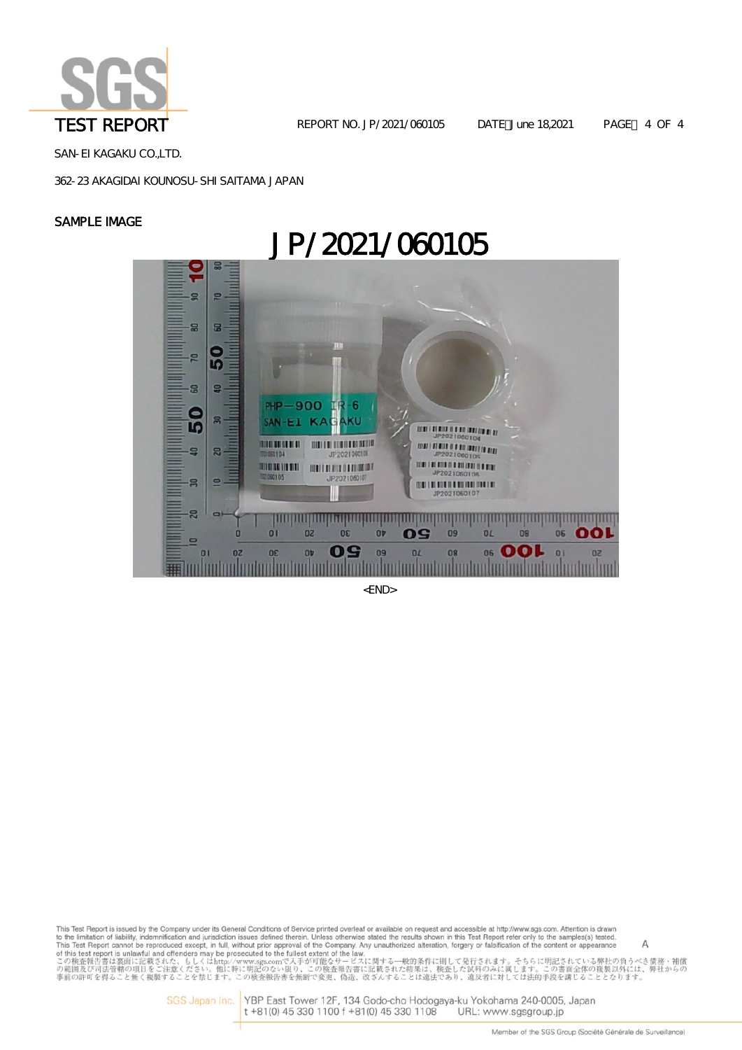SAN-EI KAGAKU CO.,LTD.

362-23 AKAGIDAI KOUNOSU-SHI SAITAMA JAPAN

SAMPLE IMAGE

JP/2021/060105

<END>

This Test Report is issued by the Company under its General Conditions of Service printed overleaf or available on request and accessible at http://www.sgs.com. Attention is drawn to the limitation of liability, indemnification and jurisdiction issues defined therein. Unless otherwise stated the results shown in this Test Report refer only to the sample(s) tested. This Test Report cannot be reproduced except, in full, without prior approval of the Company. Any unauthorized alteration, forgery or falsification of the content or appearance of this test report is unlawful and offenders may be prosecuted to the fullest extent of the law.
この検査報告書は裏面に記載された、もしくはhttp://www.sgs.comで入手が可能なサービスに関する一般的条件に則して発行されます。そちらに明記されている弊社の負うべき責務・補償の範囲及び司法管轄の項目をご注意ください。他に特に明記のない限り、この検査報告書に記載された結果は、検査した試料のみに属します。この書面全体の複製以外には、弊社からの事前の許可を得ること無く複製することを禁じます。この検査報告書を無断で変更、偽造、改ざんすることは違法であり、違反者に対しては法的手段を講じることとなります。

SGS Japan Inc. YBP East Tower 12F, 134 Godo-cho Hodogaya-ku Yokohama 240-0005, Japan
t +81(0) 45 330 1100 f +81(0) 45 330 1108 URL: www.sgsgroup.jp

Member of the SGS Group (Société Générale de Surveillance)